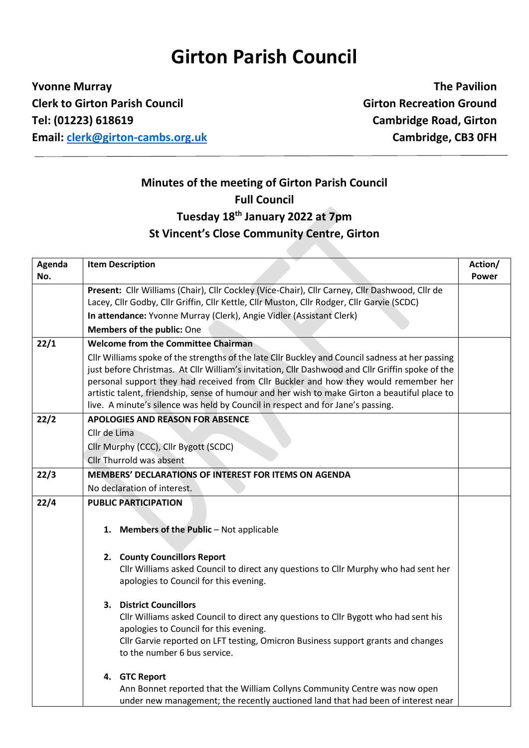# Girton Parish Council

**Yvonne Murray**
**Clerk to Girton Parish Council**
**Tel: (01223) 618619**
**Email: clerk@girton-cambs.org.uk**

**The Pavilion**
**Girton Recreation Ground**
**Cambridge Road, Girton**
**Cambridge, CB3 0FH**

## Minutes of the meeting of Girton Parish Council
## Full Council
## Tuesday 18th January 2022 at 7pm
## St Vincent's Close Community Centre, Girton

| Agenda No. | Item Description | Action/ Power |
|---|---|---|
| | **Present:** Cllr Williams (Chair), Cllr Cockley (Vice-Chair), Cllr Carney, Cllr Dashwood, Cllr de Lacey, Cllr Godby, Cllr Griffin, Cllr Kettle, Cllr Muston, Cllr Rodger, Cllr Garvie (SCDC)<br>**In attendance:** Yvonne Murray (Clerk), Angie Vidler (Assistant Clerk)<br>**Members of the public:** One | |
| **22/1** | **Welcome from the Committee Chairman**<br>Cllr Williams spoke of the strengths of the late Cllr Buckley and Council sadness at her passing just before Christmas. At Cllr William's invitation, Cllr Dashwood and Cllr Griffin spoke of the personal support they had received from Cllr Buckler and how they would remember her artistic talent, friendship, sense of humour and her wish to make Girton a beautiful place to live. A minute's silence was held by Council in respect and for Jane's passing. | |
| **22/2** | **APOLOGIES AND REASON FOR ABSENCE**<br>Cllr de Lima<br>Cllr Murphy (CCC), Cllr Bygott (SCDC)<br>Cllr Thurrold was absent | |
| **22/3** | **MEMBERS' DECLARATIONS OF INTEREST FOR ITEMS ON AGENDA**<br>No declaration of interest. | |
| **22/4** | **PUBLIC PARTICIPATION**<br><br>1. **Members of the Public** – Not applicable<br><br>2. **County Councillors Report**<br>Cllr Williams asked Council to direct any questions to Cllr Murphy who had sent her apologies to Council for this evening.<br><br>3. **District Councillors**<br>Cllr Williams asked Council to direct any questions to Cllr Bygott who had sent his apologies to Council for this evening.<br>Cllr Garvie reported on LFT testing, Omicron Business support grants and changes to the number 6 bus service.<br><br>4. **GTC Report**<br>Ann Bonnet reported that the William Collyns Community Centre was now open under new management; the recently auctioned land that had been of interest near | |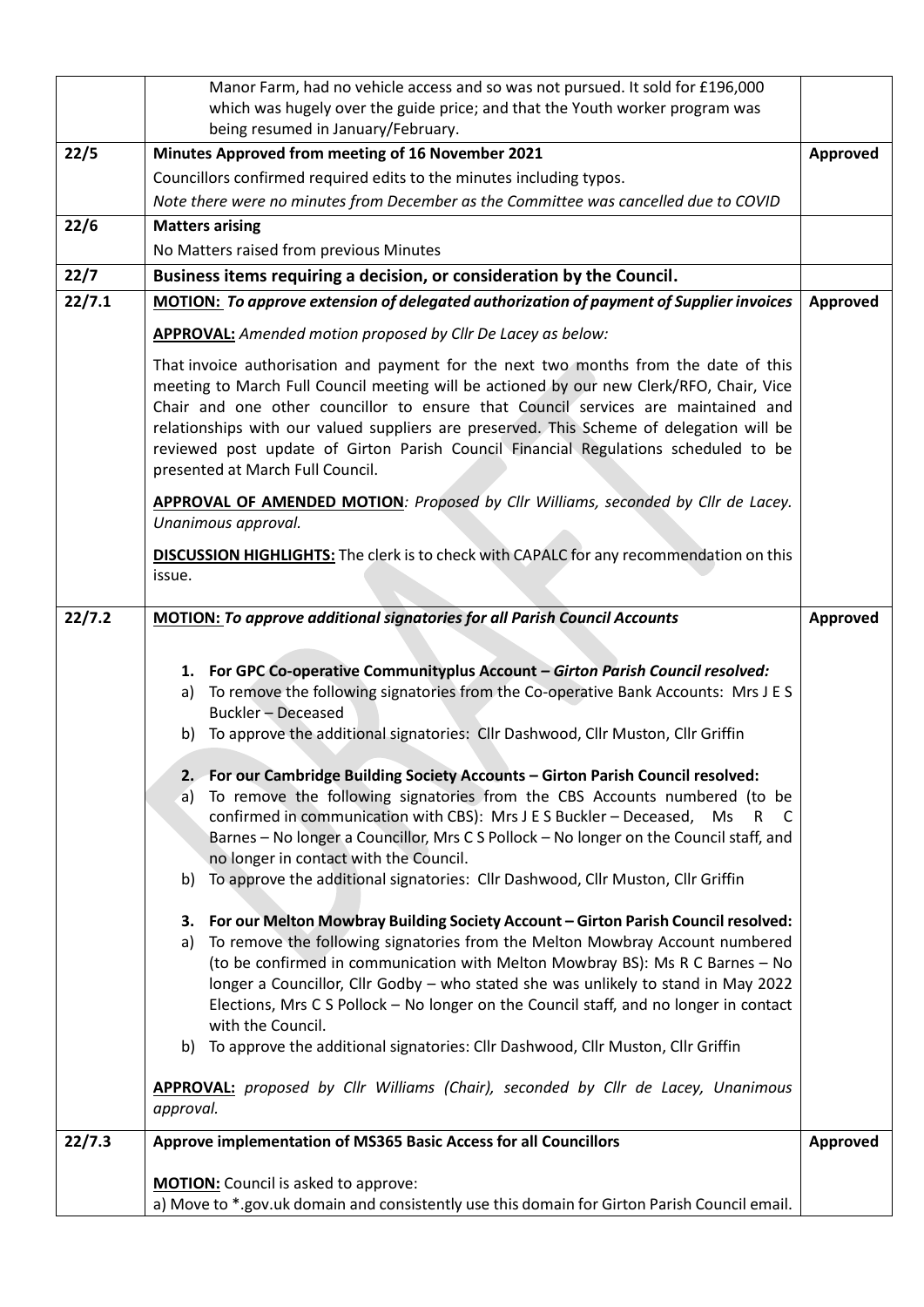| | | |
|---|---|---|
| | Manor Farm, had no vehicle access and so was not pursued. It sold for £196,000 which was hugely over the guide price; and that the Youth worker program was being resumed in January/February. | |
| **22/5** | **Minutes Approved from meeting of 16 November 2021**<br>Councillors confirmed required edits to the minutes including typos.<br>*Note there were no minutes from December as the Committee was cancelled due to COVID* | **Approved** |
| **22/6** | **Matters arising**<br>No Matters raised from previous Minutes | |
| **22/7** | **Business items requiring a decision, or consideration by the Council.** | |
| **22/7.1** | **MOTION:** ***To approve extension of delegated authorization of payment of Supplier invoices***<br><br>**APPROVAL:** *Amended motion proposed by Cllr De Lacey as below:*<br><br>That invoice authorisation and payment for the next two months from the date of this meeting to March Full Council meeting will be actioned by our new Clerk/RFO, Chair, Vice Chair and one other councillor to ensure that Council services are maintained and relationships with our valued suppliers are preserved. This Scheme of delegation will be reviewed post update of Girton Parish Council Financial Regulations scheduled to be presented at March Full Council.<br><br>**APPROVAL OF AMENDED MOTION***: Proposed by Cllr Williams, seconded by Cllr de Lacey. Unanimous approval.*<br><br>**DISCUSSION HIGHLIGHTS:** The clerk is to check with CAPALC for any recommendation on this issue. | **Approved** |
| **22/7.2** | **MOTION:** ***To approve additional signatories for all Parish Council Accounts***<br><br>1. **For GPC Co-operative Communityplus Account –** ***Girton Parish Council resolved:***<br>a) To remove the following signatories from the Co-operative Bank Accounts: Mrs J E S Buckler – Deceased<br>b) To approve the additional signatories: Cllr Dashwood, Cllr Muston, Cllr Griffin<br><br>2. **For our Cambridge Building Society Accounts – Girton Parish Council resolved:**<br>a) To remove the following signatories from the CBS Accounts numbered (to be confirmed in communication with CBS): Mrs J E S Buckler – Deceased, Ms R C Barnes – No longer a Councillor, Mrs C S Pollock – No longer on the Council staff, and no longer in contact with the Council.<br>b) To approve the additional signatories: Cllr Dashwood, Cllr Muston, Cllr Griffin<br><br>3. **For our Melton Mowbray Building Society Account – Girton Parish Council resolved:**<br>a) To remove the following signatories from the Melton Mowbray Account numbered (to be confirmed in communication with Melton Mowbray BS): Ms R C Barnes – No longer a Councillor, Cllr Godby – who stated she was unlikely to stand in May 2022 Elections, Mrs C S Pollock – No longer on the Council staff, and no longer in contact with the Council.<br>b) To approve the additional signatories: Cllr Dashwood, Cllr Muston, Cllr Griffin<br><br>**APPROVAL:** *proposed by Cllr Williams (Chair), seconded by Cllr de Lacey, Unanimous approval.* | **Approved** |
| **22/7.3** | **Approve implementation of MS365 Basic Access for all Councillors**<br><br>**MOTION:** Council is asked to approve:<br>a) Move to *.gov.uk domain and consistently use this domain for Girton Parish Council email. | **Approved** |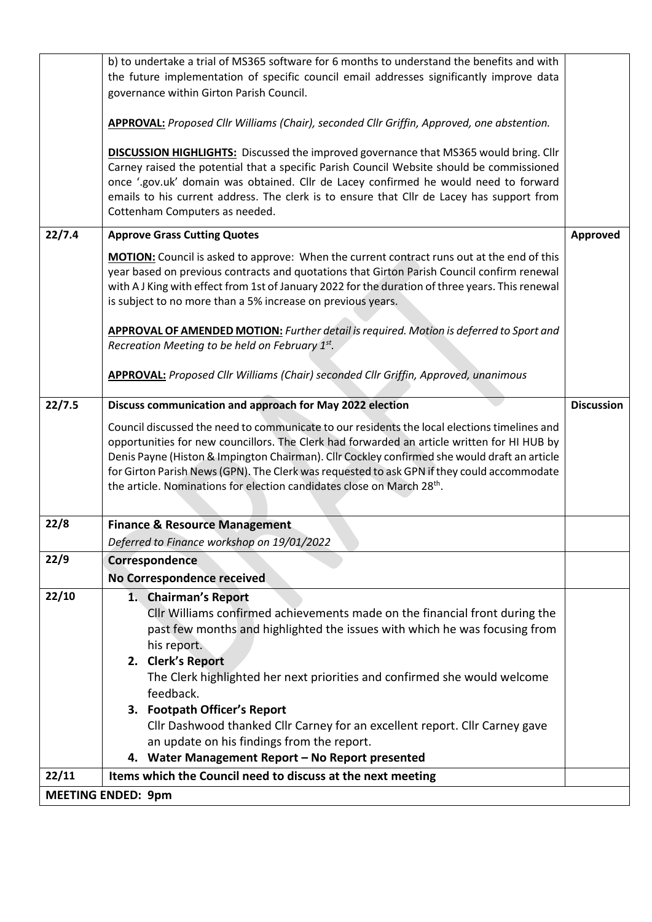| | | |
|---|---|---|
| | b) to undertake a trial of MS365 software for 6 months to understand the benefits and with the future implementation of specific council email addresses significantly improve data governance within Girton Parish Council.<br><br>**APPROVAL:** *Proposed Cllr Williams (Chair), seconded Cllr Griffin, Approved, one abstention.*<br><br>**DISCUSSION HIGHLIGHTS:** Discussed the improved governance that MS365 would bring. Cllr Carney raised the potential that a specific Parish Council Website should be commissioned once '.gov.uk' domain was obtained. Cllr de Lacey confirmed he would need to forward emails to his current address. The clerk is to ensure that Cllr de Lacey has support from Cottenham Computers as needed. | |
| **22/7.4** | **Approve Grass Cutting Quotes**<br><br>**MOTION:** Council is asked to approve: When the current contract runs out at the end of this year based on previous contracts and quotations that Girton Parish Council confirm renewal with A J King with effect from 1st of January 2022 for the duration of three years. This renewal is subject to no more than a 5% increase on previous years.<br><br>**APPROVAL OF AMENDED MOTION:** *Further detail is required. Motion is deferred to Sport and Recreation Meeting to be held on February 1st.*<br><br>**APPROVAL:** *Proposed Cllr Williams (Chair) seconded Cllr Griffin, Approved, unanimous* | **Approved** |
| **22/7.5** | **Discuss communication and approach for May 2022 election**<br><br>Council discussed the need to communicate to our residents the local elections timelines and opportunities for new councillors. The Clerk had forwarded an article written for HI HUB by Denis Payne (Histon & Impington Chairman). Cllr Cockley confirmed she would draft an article for Girton Parish News (GPN). The Clerk was requested to ask GPN if they could accommodate the article. Nominations for election candidates close on March 28th. | **Discussion** |
| **22/8** | **Finance & Resource Management**<br>*Deferred to Finance workshop on 19/01/2022* | |
| **22/9** | **Correspondence**<br>**No Correspondence received** | |
| **22/10** | 1. **Chairman's Report**<br>Cllr Williams confirmed achievements made on the financial front during the past few months and highlighted the issues with which he was focusing from his report.<br>2. **Clerk's Report**<br>The Clerk highlighted her next priorities and confirmed she would welcome feedback.<br>3. **Footpath Officer's Report**<br>Cllr Dashwood thanked Cllr Carney for an excellent report. Cllr Carney gave an update on his findings from the report.<br>4. **Water Management Report – No Report presented** | |
| **22/11** | **Items which the Council need to discuss at the next meeting** | |
| **MEETING ENDED: 9pm** | | |